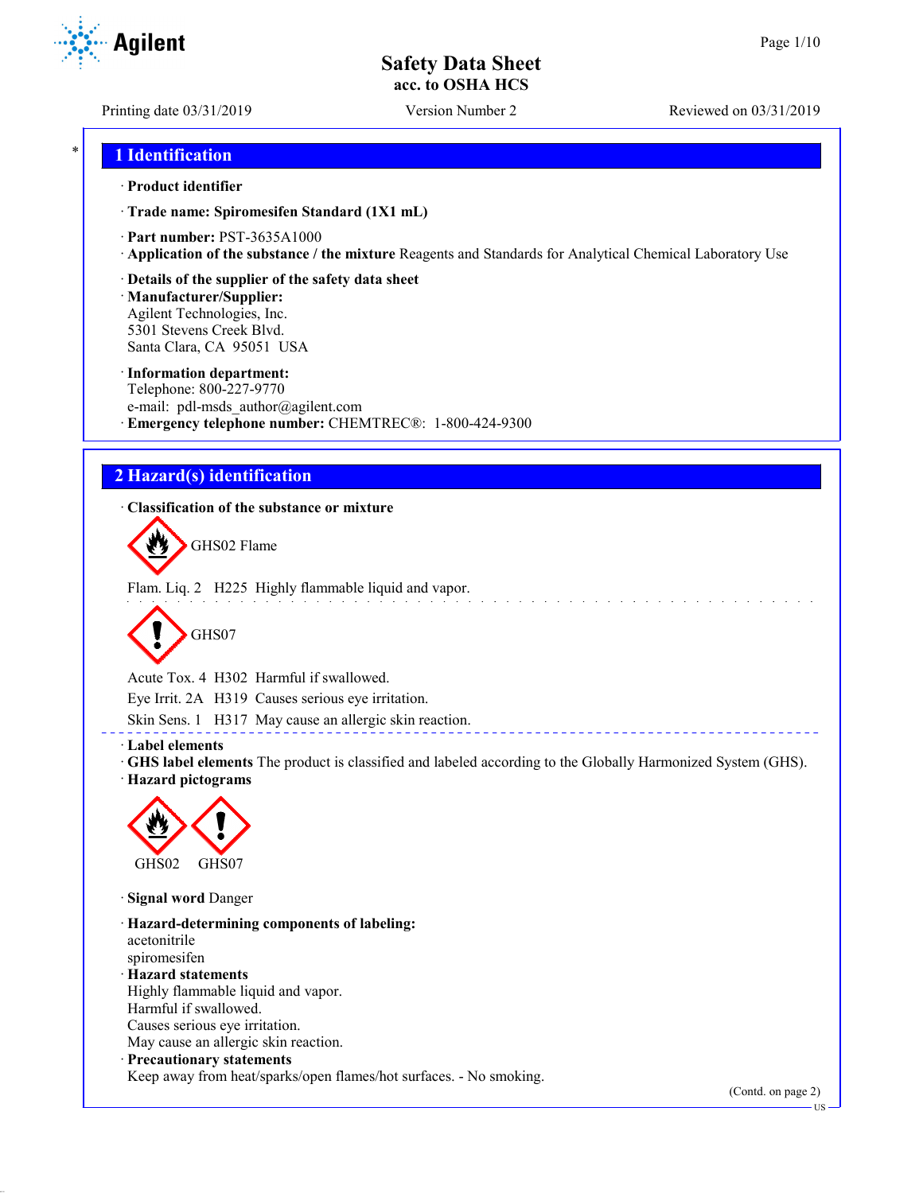# Safety Data Sheet
**acc. to OSHA HCS**

Printing date 03/31/2019 Version Number 2 Reviewed on 03/31/2019

## 1 Identification

· **Product identifier**

· **Trade name: Spiromesifen Standard (1X1 mL)**

· **Part number:** PST-3635A1000
· **Application of the substance / the mixture** Reagents and Standards for Analytical Chemical Laboratory Use

· **Details of the supplier of the safety data sheet**
· **Manufacturer/Supplier:**
Agilent Technologies, Inc.
5301 Stevens Creek Blvd.
Santa Clara, CA 95051 USA

· **Information department:**
Telephone: 800-227-9770
e-mail: pdl-msds_author@agilent.com
· **Emergency telephone number:** CHEMTREC®: 1-800-424-9300

## 2 Hazard(s) identification

· **Classification of the substance or mixture**

GHS02 Flame

Flam. Liq. 2 H225 Highly flammable liquid and vapor.

GHS07

Acute Tox. 4 H302 Harmful if swallowed.
Eye Irrit. 2A H319 Causes serious eye irritation.
Skin Sens. 1 H317 May cause an allergic skin reaction.

· **Label elements**
· **GHS label elements** The product is classified and labeled according to the Globally Harmonized System (GHS).
· **Hazard pictograms**

GHS02 GHS07

· **Signal word** Danger

· **Hazard-determining components of labeling:**
acetonitrile
spiromesifen
· **Hazard statements**
Highly flammable liquid and vapor.
Harmful if swallowed.
Causes serious eye irritation.
May cause an allergic skin reaction.
· **Precautionary statements**
Keep away from heat/sparks/open flames/hot surfaces. - No smoking.

(Contd. on page 2)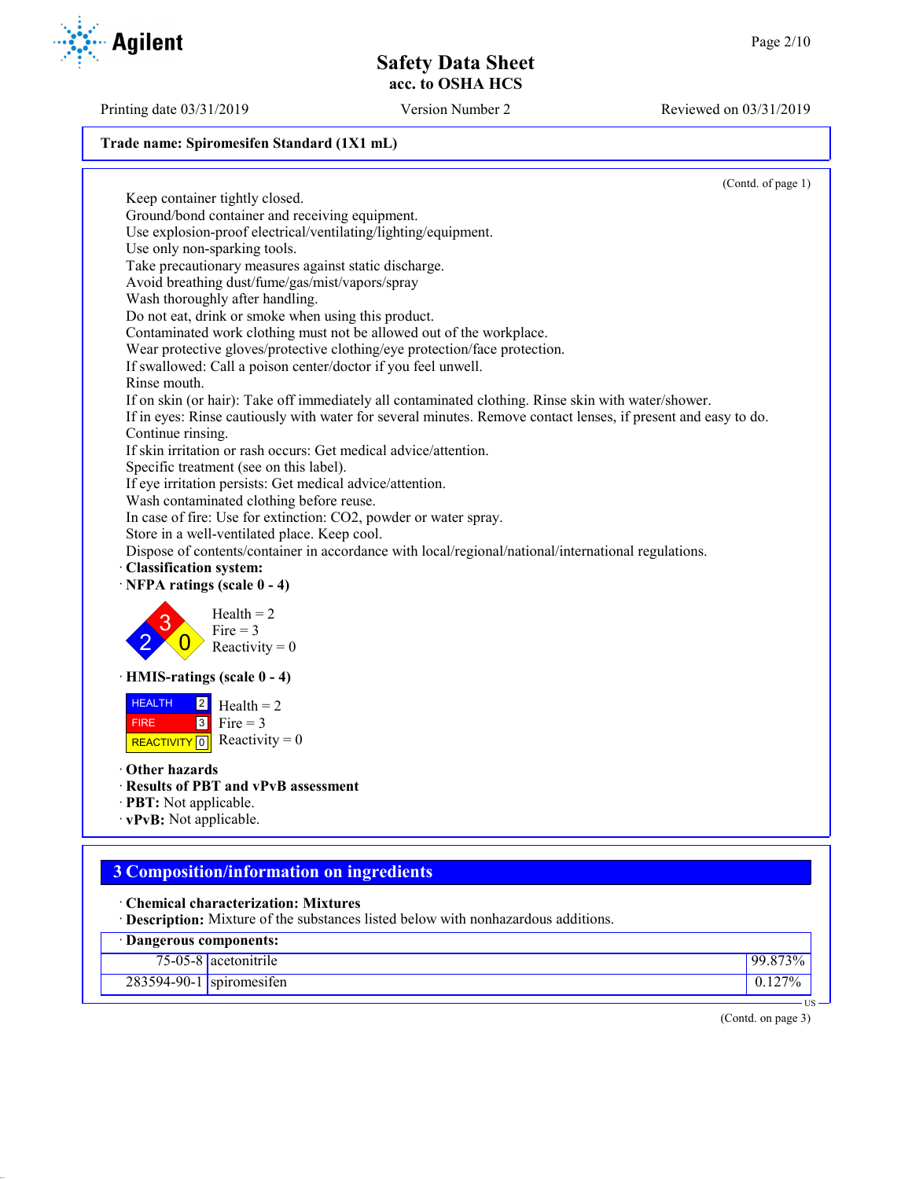Trade name: Spiromesifen Standard (1X1 mL)

(Contd. of page 1)

Keep container tightly closed.
Ground/bond container and receiving equipment.
Use explosion-proof electrical/ventilating/lighting/equipment.
Use only non-sparking tools.
Take precautionary measures against static discharge.
Avoid breathing dust/fume/gas/mist/vapors/spray
Wash thoroughly after handling.
Do not eat, drink or smoke when using this product.
Contaminated work clothing must not be allowed out of the workplace.
Wear protective gloves/protective clothing/eye protection/face protection.
If swallowed: Call a poison center/doctor if you feel unwell.
Rinse mouth.
If on skin (or hair): Take off immediately all contaminated clothing. Rinse skin with water/shower.
If in eyes: Rinse cautiously with water for several minutes. Remove contact lenses, if present and easy to do. Continue rinsing.
If skin irritation or rash occurs: Get medical advice/attention.
Specific treatment (see on this label).
If eye irritation persists: Get medical advice/attention.
Wash contaminated clothing before reuse.
In case of fire: Use for extinction: $CO_2$, powder or water spray.
Store in a well-ventilated place. Keep cool.
Dispose of contents/container in accordance with local/regional/national/international regulations.

· **Classification system:**
· **NFPA ratings (scale 0 - 4)**

Health = 2
Fire = 3
Reactivity = 0

· **HMIS-ratings (scale 0 - 4)**

| | | |
|---|---|---|
| HEALTH | 2 | Health = 2 |
| FIRE | 3 | Fire = 3 |
| REACTIVITY | 0 | Reactivity = 0 |

· **Other hazards**
· **Results of PBT and vPvB assessment**
· **PBT:** Not applicable.
· **vPvB:** Not applicable.

## 3 Composition/information on ingredients

· **Chemical characterization: Mixtures**
· **Description:** Mixture of the substances listed below with nonhazardous additions.

| · Dangerous components: | | |
|---|---|---|
| 75-05-8 | acetonitrile | 99.873% |
| 283594-90-1 | spiromesifen | 0.127% |

(Contd. on page 3)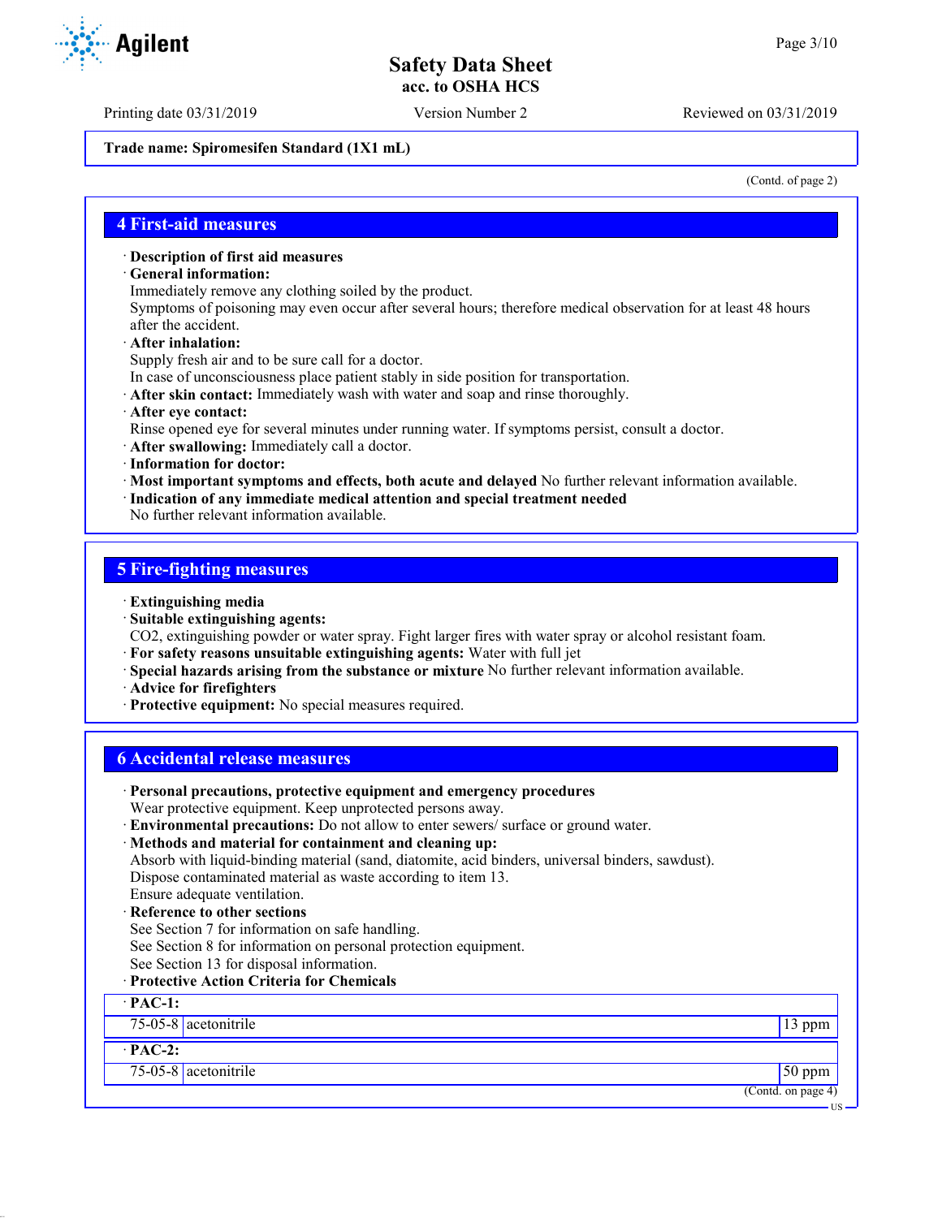Trade name: Spiromesifen Standard (1X1 mL)

(Contd. of page 2)

## 4 First-aid measures

· **Description of first aid measures**
· **General information:**
Immediately remove any clothing soiled by the product.
Symptoms of poisoning may even occur after several hours; therefore medical observation for at least 48 hours after the accident.
· **After inhalation:**
Supply fresh air and to be sure call for a doctor.
In case of unconsciousness place patient stably in side position for transportation.
· **After skin contact:** Immediately wash with water and soap and rinse thoroughly.
· **After eye contact:**
Rinse opened eye for several minutes under running water. If symptoms persist, consult a doctor.
· **After swallowing:** Immediately call a doctor.
· **Information for doctor:**
· **Most important symptoms and effects, both acute and delayed** No further relevant information available.
· **Indication of any immediate medical attention and special treatment needed**
No further relevant information available.

## 5 Fire-fighting measures

· **Extinguishing media**
· **Suitable extinguishing agents:**
$CO_2$, extinguishing powder or water spray. Fight larger fires with water spray or alcohol resistant foam.
· **For safety reasons unsuitable extinguishing agents:** Water with full jet
· **Special hazards arising from the substance or mixture** No further relevant information available.
· **Advice for firefighters**
· **Protective equipment:** No special measures required.

## 6 Accidental release measures

· **Personal precautions, protective equipment and emergency procedures**
Wear protective equipment. Keep unprotected persons away.
· **Environmental precautions:** Do not allow to enter sewers/ surface or ground water.
· **Methods and material for containment and cleaning up:**
Absorb with liquid-binding material (sand, diatomite, acid binders, universal binders, sawdust).
Dispose contaminated material as waste according to item 13.
Ensure adequate ventilation.
· **Reference to other sections**
See Section 7 for information on safe handling.
See Section 8 for information on personal protection equipment.
See Section 13 for disposal information.
· **Protective Action Criteria for Chemicals**

| · **PAC-1:** | | |
|---|---|---|
| 75-05-8 | acetonitrile | 13 ppm |
| · **PAC-2:** | | |
| 75-05-8 | acetonitrile | 50 ppm |

(Contd. on page 4)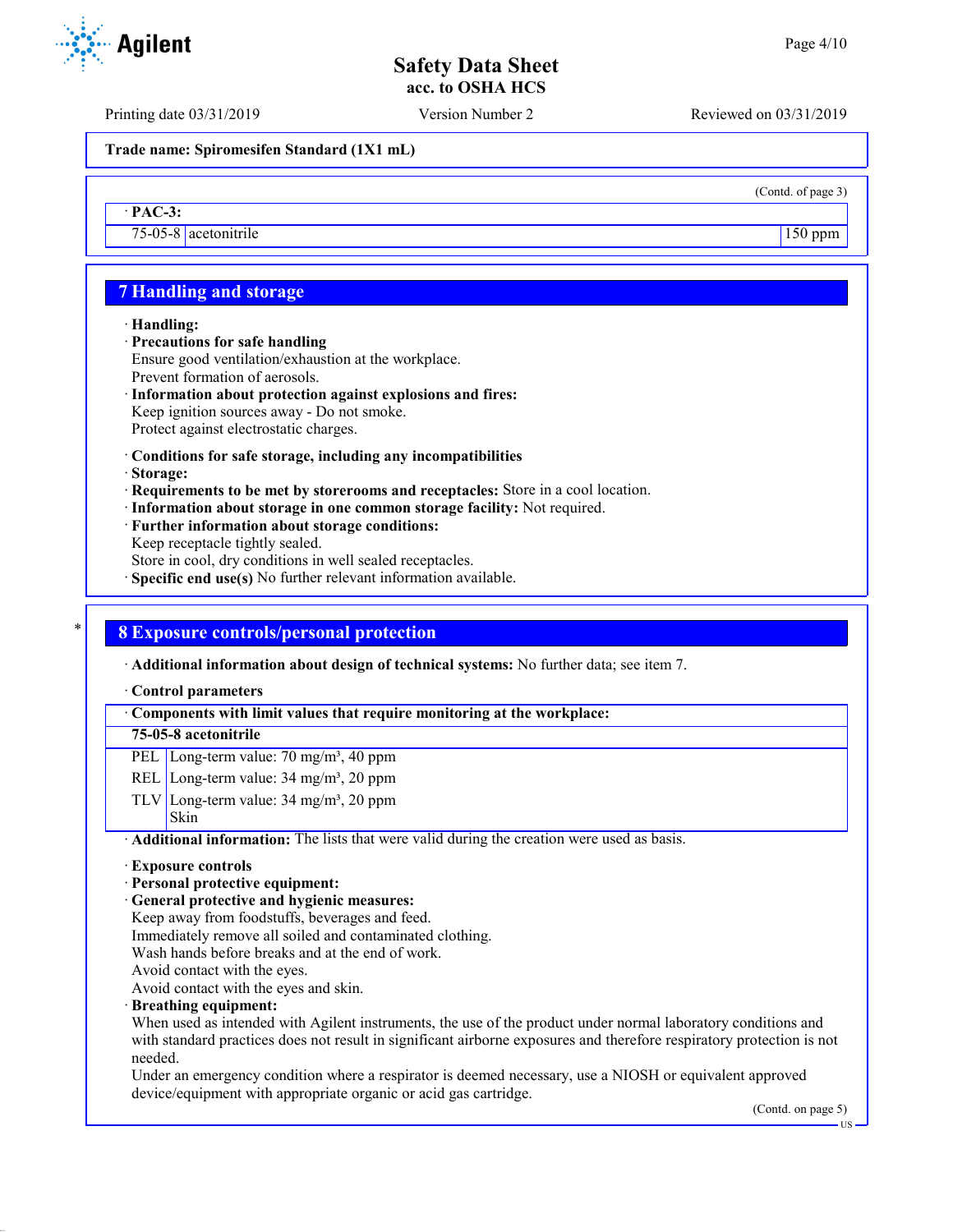Trade name: Spiromesifen Standard (1X1 mL)

(Contd. of page 3)

| · PAC-3: | | |
|---|---|---|
| 75-05-8 | acetonitrile | 150 ppm |

## 7 Handling and storage

· **Handling:**
· **Precautions for safe handling**
Ensure good ventilation/exhaustion at the workplace.
Prevent formation of aerosols.
· **Information about protection against explosions and fires:**
Keep ignition sources away - Do not smoke.
Protect against electrostatic charges.

· **Conditions for safe storage, including any incompatibilities**
· **Storage:**
· **Requirements to be met by storerooms and receptacles:** Store in a cool location.
· **Information about storage in one common storage facility:** Not required.
· **Further information about storage conditions:**
Keep receptacle tightly sealed.
Store in cool, dry conditions in well sealed receptacles.
· **Specific end use(s)** No further relevant information available.

## 8 Exposure controls/personal protection

· **Additional information about design of technical systems:** No further data; see item 7.

· **Control parameters**

| · Components with limit values that require monitoring at the workplace: | |
|---|---|
| **75-05-8 acetonitrile** | |
| PEL | Long-term value: 70 mg/m³, 40 ppm |
| REL | Long-term value: 34 mg/m³, 20 ppm |
| TLV | Long-term value: 34 mg/m³, 20 ppm<br>Skin |

· **Additional information:** The lists that were valid during the creation were used as basis.

· **Exposure controls**
· **Personal protective equipment:**
· **General protective and hygienic measures:**
Keep away from foodstuffs, beverages and feed.
Immediately remove all soiled and contaminated clothing.
Wash hands before breaks and at the end of work.
Avoid contact with the eyes.
Avoid contact with the eyes and skin.
· **Breathing equipment:**
When used as intended with Agilent instruments, the use of the product under normal laboratory conditions and with standard practices does not result in significant airborne exposures and therefore respiratory protection is not needed.
Under an emergency condition where a respirator is deemed necessary, use a NIOSH or equivalent approved device/equipment with appropriate organic or acid gas cartridge.

(Contd. on page 5)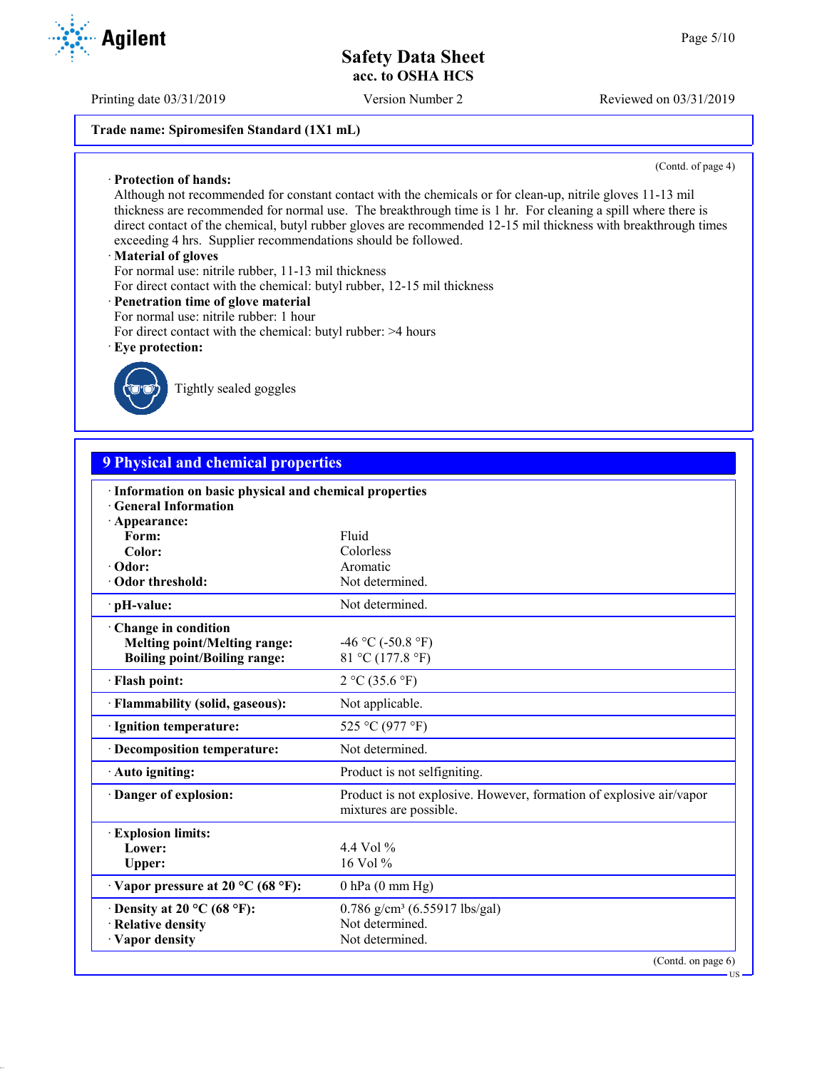**Trade name: Spiromesifen Standard (1X1 mL)**

(Contd. of page 4)

· **Protection of hands:**
Although not recommended for constant contact with the chemicals or for clean-up, nitrile gloves 11-13 mil thickness are recommended for normal use. The breakthrough time is 1 hr. For cleaning a spill where there is direct contact of the chemical, butyl rubber gloves are recommended 12-15 mil thickness with breakthrough times exceeding 4 hrs. Supplier recommendations should be followed.

· **Material of gloves**
For normal use: nitrile rubber, 11-13 mil thickness
For direct contact with the chemical: butyl rubber, 12-15 mil thickness

· **Penetration time of glove material**
For normal use: nitrile rubber: 1 hour
For direct contact with the chemical: butyl rubber: >4 hours

· **Eye protection:**

Tightly sealed goggles

## 9 Physical and chemical properties

| | |
|---|---|
| · **Information on basic physical and chemical properties** | |
| · **General Information** | |
| · **Appearance:** | |
| **Form:** | Fluid |
| **Color:** | Colorless |
| · **Odor:** | Aromatic |
| · **Odor threshold:** | Not determined. |
| · **pH-value:** | Not determined. |
| · **Change in condition** | |
| **Melting point/Melting range:** | -46 °C (-50.8 °F) |
| **Boiling point/Boiling range:** | 81 °C (177.8 °F) |
| · **Flash point:** | 2 °C (35.6 °F) |
| · **Flammability (solid, gaseous):** | Not applicable. |
| · **Ignition temperature:** | 525 °C (977 °F) |
| · **Decomposition temperature:** | Not determined. |
| · **Auto igniting:** | Product is not selfigniting. |
| · **Danger of explosion:** | Product is not explosive. However, formation of explosive air/vapor mixtures are possible. |
| · **Explosion limits:** | |
| **Lower:** | 4.4 Vol % |
| **Upper:** | 16 Vol % |
| · **Vapor pressure at 20 °C (68 °F):** | 0 hPa (0 mm Hg) |
| · **Density at 20 °C (68 °F):** | 0.786 g/cm³ (6.55917 lbs/gal) |
| · **Relative density** | Not determined. |
| · **Vapor density** | Not determined. |

(Contd. on page 6)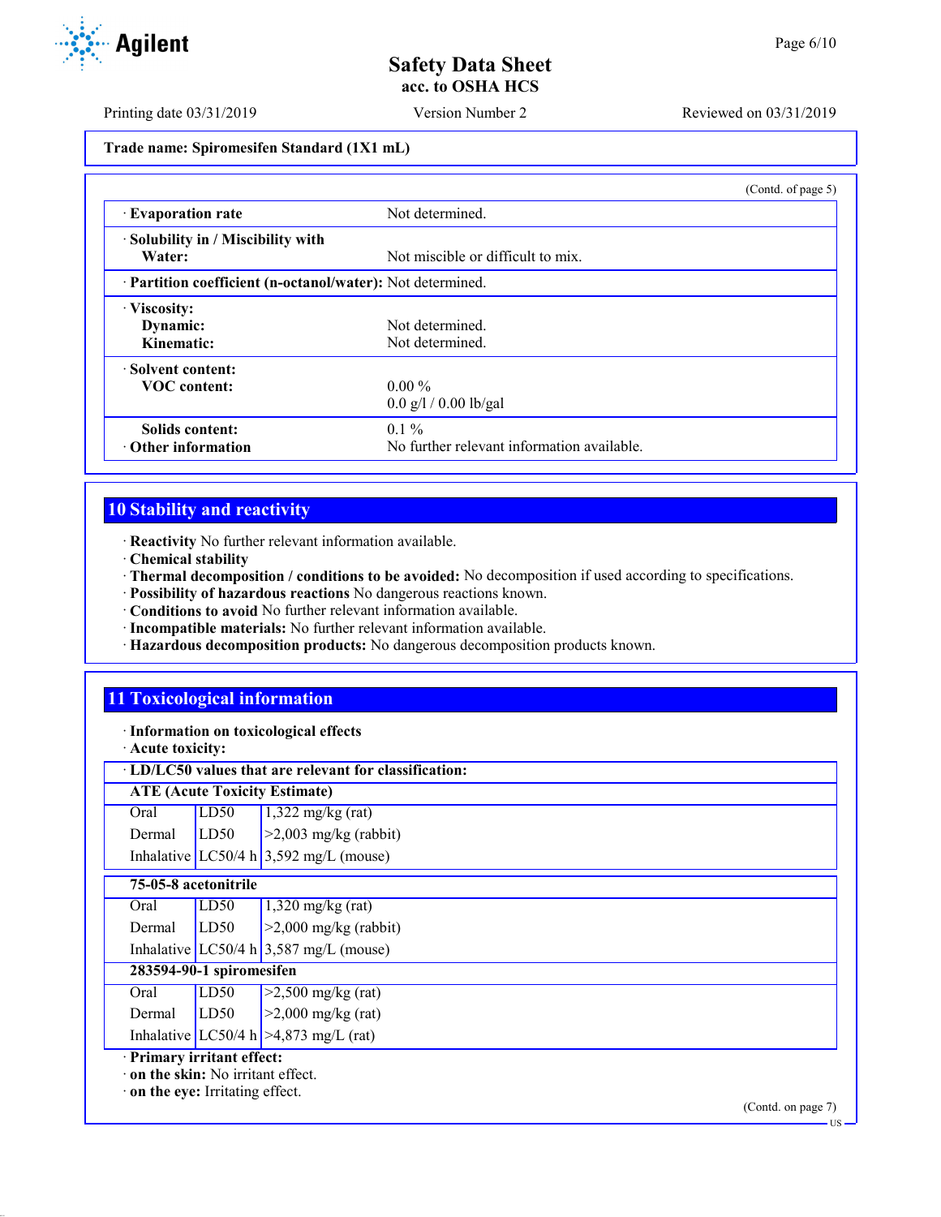Trade name: Spiromesifen Standard (1X1 mL)

(Contd. of page 5)

| | |
|---|---|
| · **Evaporation rate** | Not determined. |
| · **Solubility in / Miscibility with Water:** | Not miscible or difficult to mix. |
| · **Partition coefficient (n-octanol/water):** | Not determined. |
| · **Viscosity:** | |
| **Dynamic:** | Not determined. |
| **Kinematic:** | Not determined. |
| · **Solvent content:** | |
| **VOC content:** | 0.00 % |
| | 0.0 g/l / 0.00 lb/gal |
| **Solids content:** | 0.1 % |
| · **Other information** | No further relevant information available. |

## 10 Stability and reactivity

· **Reactivity** No further relevant information available.
· **Chemical stability**
· **Thermal decomposition / conditions to be avoided:** No decomposition if used according to specifications.
· **Possibility of hazardous reactions** No dangerous reactions known.
· **Conditions to avoid** No further relevant information available.
· **Incompatible materials:** No further relevant information available.
· **Hazardous decomposition products:** No dangerous decomposition products known.

## 11 Toxicological information

· **Information on toxicological effects**
· **Acute toxicity:**

· **LD/LC50 values that are relevant for classification:**

| **ATE (Acute Toxicity Estimate)** | | |
|---|---|---|
| Oral | LD50 | 1,322 mg/kg (rat) |
| Dermal | LD50 | >2,003 mg/kg (rabbit) |
| Inhalative | LC50/4 h | 3,592 mg/L (mouse) |
| **75-05-8 acetonitrile** | | |
| Oral | LD50 | 1,320 mg/kg (rat) |
| Dermal | LD50 | >2,000 mg/kg (rabbit) |
| Inhalative | LC50/4 h | 3,587 mg/L (mouse) |
| **283594-90-1 spiromesifen** | | |
| Oral | LD50 | >2,500 mg/kg (rat) |
| Dermal | LD50 | >2,000 mg/kg (rat) |
| Inhalative | LC50/4 h | >4,873 mg/L (rat) |

· **Primary irritant effect:**
· **on the skin:** No irritant effect.
· **on the eye:** Irritating effect.

(Contd. on page 7)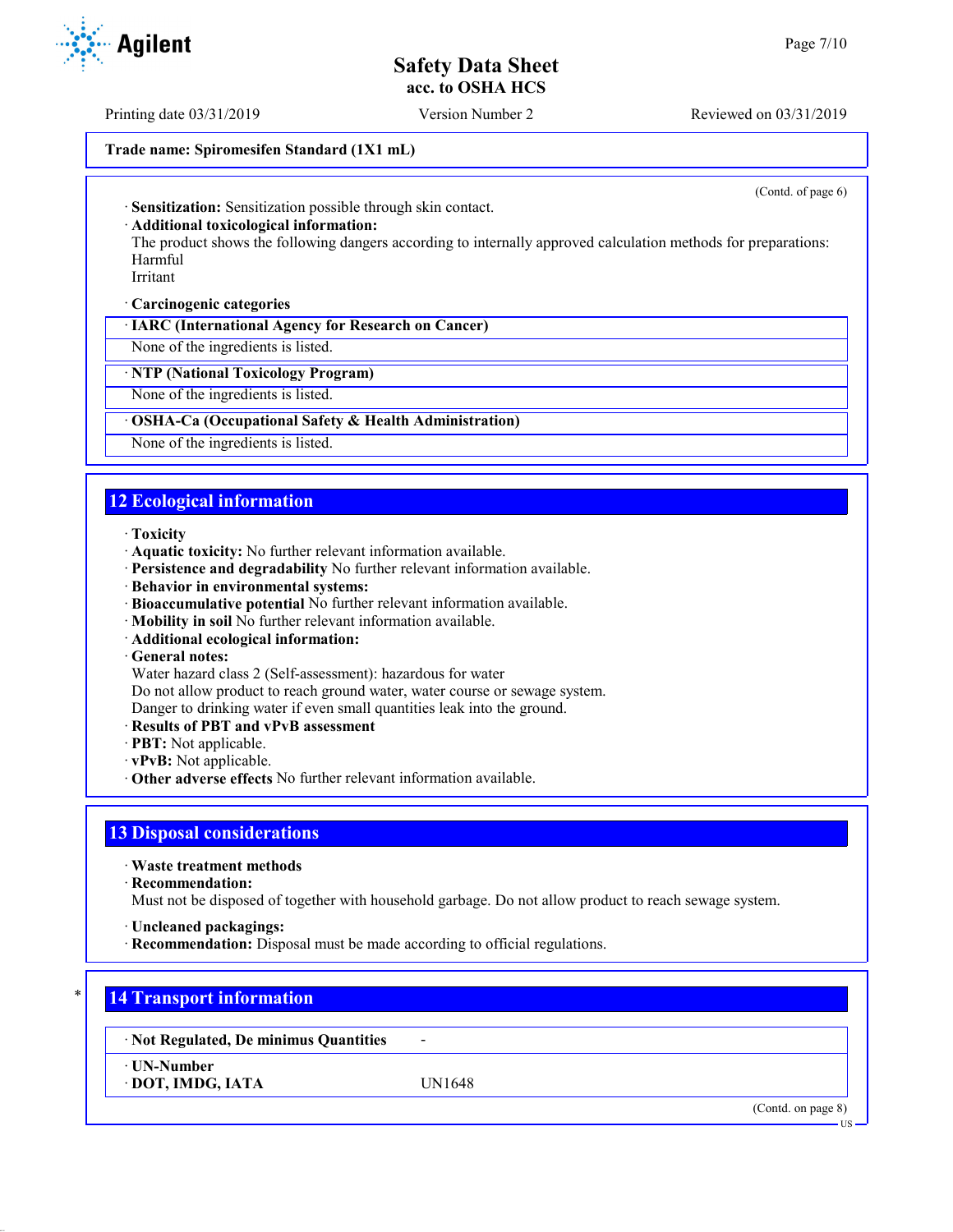Trade name: Spiromesifen Standard (1X1 mL)

(Contd. of page 6)

· **Sensitization:** Sensitization possible through skin contact.
· **Additional toxicological information:**
The product shows the following dangers according to internally approved calculation methods for preparations:
Harmful
Irritant

· **Carcinogenic categories**

| · IARC (International Agency for Research on Cancer) |
|---|
| None of the ingredients is listed. |
| **· NTP (National Toxicology Program)** |
| None of the ingredients is listed. |
| **· OSHA-Ca (Occupational Safety & Health Administration)** |
| None of the ingredients is listed. |

## 12 Ecological information

· **Toxicity**
· **Aquatic toxicity:** No further relevant information available.
· **Persistence and degradability** No further relevant information available.
· **Behavior in environmental systems:**
· **Bioaccumulative potential** No further relevant information available.
· **Mobility in soil** No further relevant information available.
· **Additional ecological information:**
· **General notes:**
Water hazard class 2 (Self-assessment): hazardous for water
Do not allow product to reach ground water, water course or sewage system.
Danger to drinking water if even small quantities leak into the ground.
· **Results of PBT and vPvB assessment**
· **PBT:** Not applicable.
· **vPvB:** Not applicable.
· **Other adverse effects** No further relevant information available.

## 13 Disposal considerations

· **Waste treatment methods**
· **Recommendation:**
Must not be disposed of together with household garbage. Do not allow product to reach sewage system.

· **Uncleaned packagings:**
· **Recommendation:** Disposal must be made according to official regulations.

## 14 Transport information

| · Not Regulated, De minimus Quantities | - |
|---|---|
| **· UN-Number** | |
| **· DOT, IMDG, IATA** | UN1648 |

(Contd. on page 8)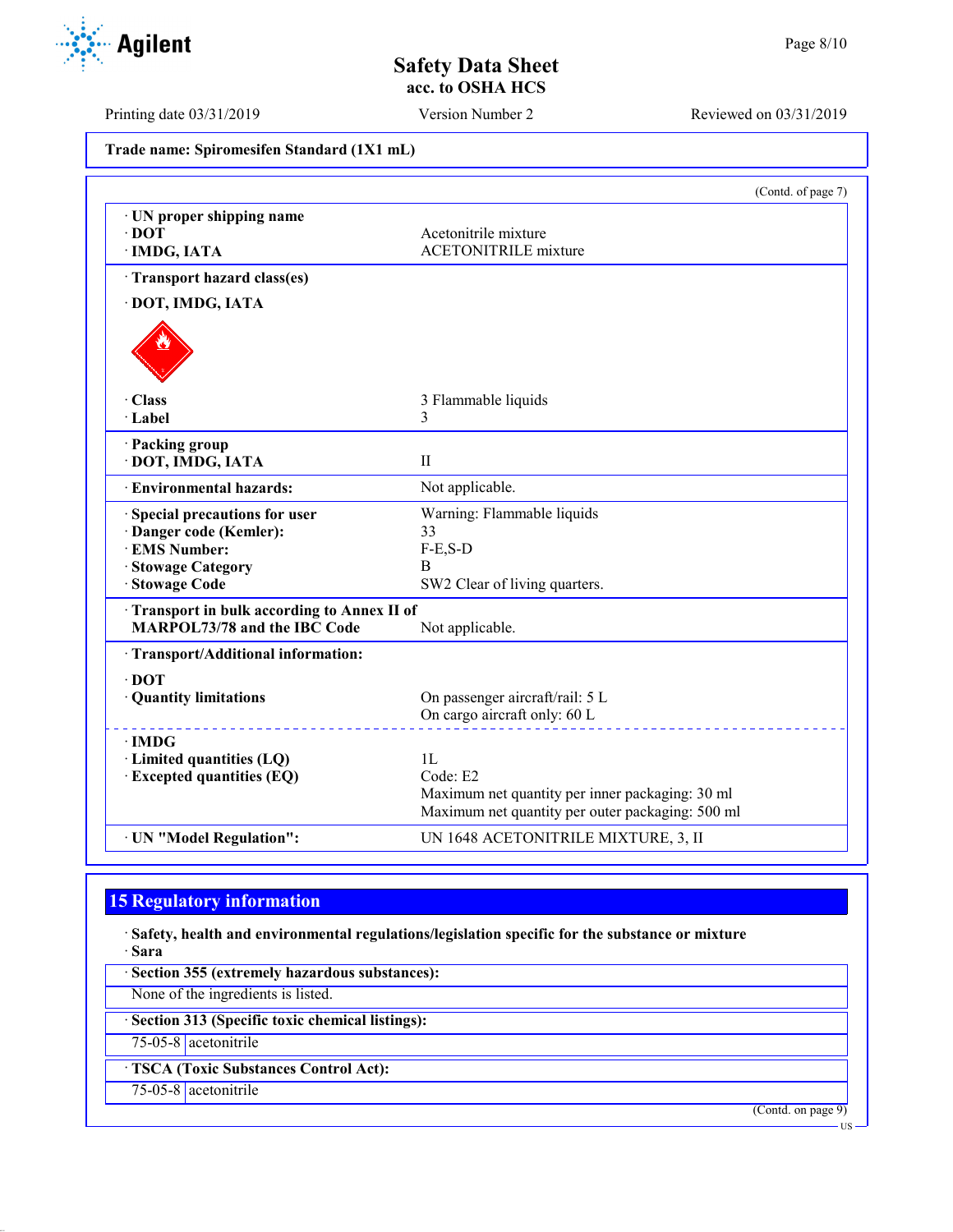**Trade name: Spiromesifen Standard (1X1 mL)**

(Contd. of page 7)

| | |
|---|---|
| · **UN proper shipping name** | |
| · **DOT** | Acetonitrile mixture |
| · **IMDG, IATA** | ACETONITRILE mixture |
| · **Transport hazard class(es)** | |
| · **DOT, IMDG, IATA** | |
| · **Class** | 3 Flammable liquids |
| · **Label** | 3 |
| · **Packing group** | |
| · **DOT, IMDG, IATA** | II |
| · **Environmental hazards:** | Not applicable. |
| · **Special precautions for user** | Warning: Flammable liquids |
| · **Danger code (Kemler):** | 33 |
| · **EMS Number:** | F-E,S-D |
| · **Stowage Category** | B |
| · **Stowage Code** | SW2 Clear of living quarters. |
| · **Transport in bulk according to Annex II of MARPOL73/78 and the IBC Code** | Not applicable. |
| · **Transport/Additional information:** | |
| · **DOT** | |
| · **Quantity limitations** | On passenger aircraft/rail: 5 L<br>On cargo aircraft only: 60 L |
| · **IMDG** | |
| · **Limited quantities (LQ)** | 1L |
| · **Excepted quantities (EQ)** | Code: E2<br>Maximum net quantity per inner packaging: 30 ml<br>Maximum net quantity per outer packaging: 500 ml |
| · **UN "Model Regulation":** | UN 1648 ACETONITRILE MIXTURE, 3, II |

## 15 Regulatory information

· **Safety, health and environmental regulations/legislation specific for the substance or mixture**

· **Sara**

· **Section 355 (extremely hazardous substances):**

None of the ingredients is listed.

· **Section 313 (Specific toxic chemical listings):**

| | |
|---|---|
| 75-05-8 | acetonitrile |

· **TSCA (Toxic Substances Control Act):**

| | |
|---|---|
| 75-05-8 | acetonitrile |

(Contd. on page 9)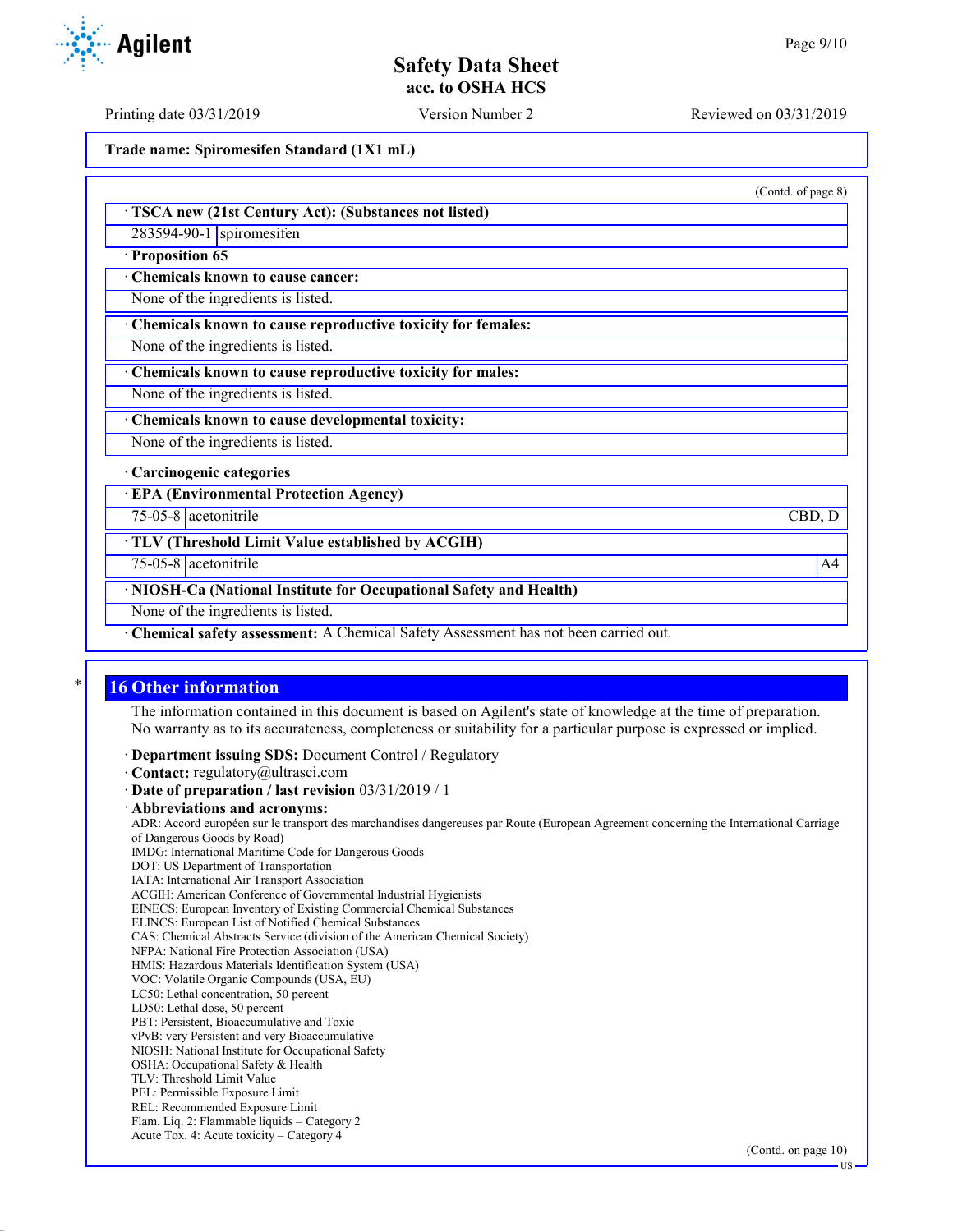(Contd. of page 8)

· **TSCA new (21st Century Act): (Substances not listed)**

| | |
|---|---|
| 283594-90-1 | spiromesifen |

· **Proposition 65**

· **Chemicals known to cause cancer:**

None of the ingredients is listed.

· **Chemicals known to cause reproductive toxicity for females:**

None of the ingredients is listed.

· **Chemicals known to cause reproductive toxicity for males:**

None of the ingredients is listed.

· **Chemicals known to cause developmental toxicity:**

None of the ingredients is listed.

· **Carcinogenic categories**

· **EPA (Environmental Protection Agency)**

| | | |
|---|---|---|
| 75-05-8 | acetonitrile | CBD, D |

· **TLV (Threshold Limit Value established by ACGIH)**

| | | |
|---|---|---|
| 75-05-8 | acetonitrile | A4 |

· **NIOSH-Ca (National Institute for Occupational Safety and Health)**

None of the ingredients is listed.

· **Chemical safety assessment:** A Chemical Safety Assessment has not been carried out.

## 16 Other information

The information contained in this document is based on Agilent's state of knowledge at the time of preparation. No warranty as to its accurateness, completeness or suitability for a particular purpose is expressed or implied.

· **Department issuing SDS:** Document Control / Regulatory
· **Contact:** regulatory@ultrasci.com
· **Date of preparation / last revision** 03/31/2019 / 1
· **Abbreviations and acronyms:**

ADR: Accord européen sur le transport des marchandises dangereuses par Route (European Agreement concerning the International Carriage of Dangerous Goods by Road)
IMDG: International Maritime Code for Dangerous Goods
DOT: US Department of Transportation
IATA: International Air Transport Association
ACGIH: American Conference of Governmental Industrial Hygienists
EINECS: European Inventory of Existing Commercial Chemical Substances
ELINCS: European List of Notified Chemical Substances
CAS: Chemical Abstracts Service (division of the American Chemical Society)
NFPA: National Fire Protection Association (USA)
HMIS: Hazardous Materials Identification System (USA)
VOC: Volatile Organic Compounds (USA, EU)
LC50: Lethal concentration, 50 percent
LD50: Lethal dose, 50 percent
PBT: Persistent, Bioaccumulative and Toxic
vPvB: very Persistent and very Bioaccumulative
NIOSH: National Institute for Occupational Safety
OSHA: Occupational Safety & Health
TLV: Threshold Limit Value
PEL: Permissible Exposure Limit
REL: Recommended Exposure Limit
Flam. Liq. 2: Flammable liquids – Category 2
Acute Tox. 4: Acute toxicity – Category 4

(Contd. on page 10)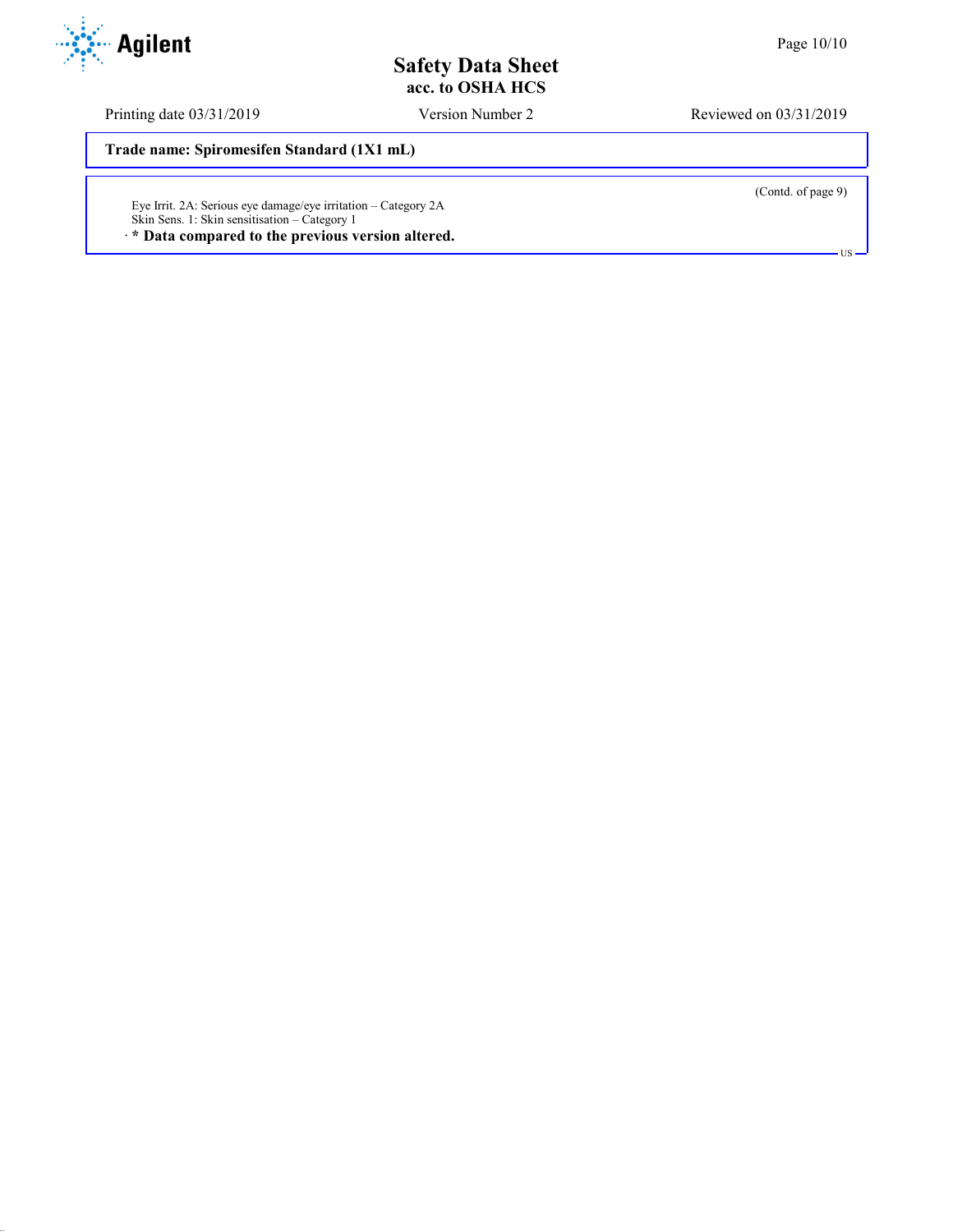Eye Irrit. 2A: Serious eye damage/eye irritation – Category 2A
Skin Sens. 1: Skin sensitisation – Category 1

· **\* Data compared to the previous version altered.**